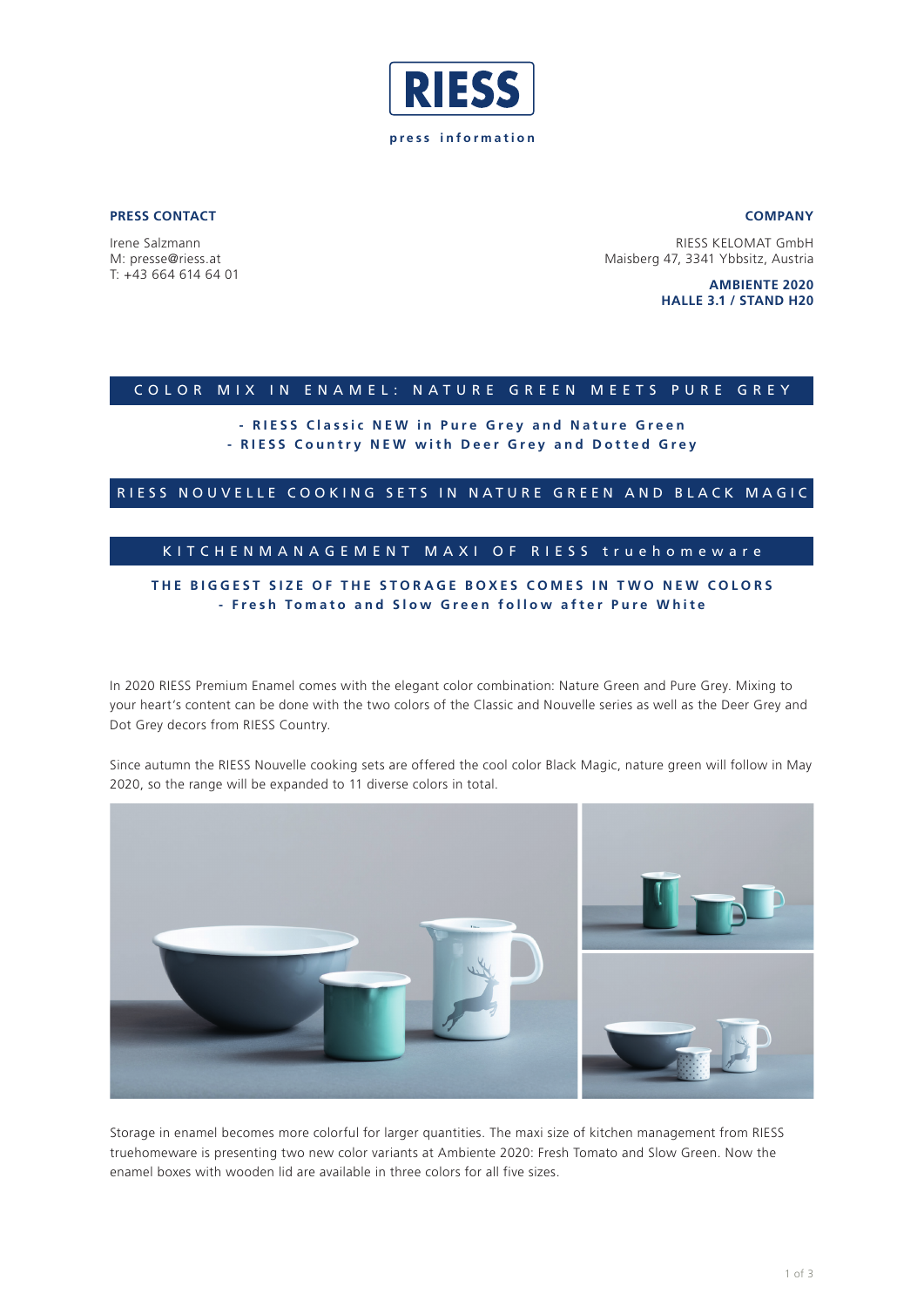# RIESS

press information

**PRESS CONTACT**

Irene Salzmann
M: presse@riess.at
T: +43 664 614 64 01

**COMPANY**

RIESS KELOMAT GmbH
Maisberg 47, 3341 Ybbsitz, Austria

**AMBIENTE 2020**
**HALLE 3.1 / STAND H20**

## COLOR MIX IN ENAMEL: NATURE GREEN MEETS PURE GREY

**- RIESS Classic NEW in Pure Grey and Nature Green**
**- RIESS Country NEW with Deer Grey and Dotted Grey**

## RIESS NOUVELLE COOKING SETS IN NATURE GREEN AND BLACK MAGIC

## KITCHENMANAGEMENT MAXI OF RIESS truehomeware

**THE BIGGEST SIZE OF THE STORAGE BOXES COMES IN TWO NEW COLORS**
**- Fresh Tomato and Slow Green follow after Pure White**

In 2020 RIESS Premium Enamel comes with the elegant color combination: Nature Green and Pure Grey. Mixing to your heart's content can be done with the two colors of the Classic and Nouvelle series as well as the Deer Grey and Dot Grey decors from RIESS Country.

Since autumn the RIESS Nouvelle cooking sets are offered the cool color Black Magic, nature green will follow in May 2020, so the range will be expanded to 11 diverse colors in total.

Storage in enamel becomes more colorful for larger quantities. The maxi size of kitchen management from RIESS truehomeware is presenting two new color variants at Ambiente 2020: Fresh Tomato and Slow Green. Now the enamel boxes with wooden lid are available in three colors for all five sizes.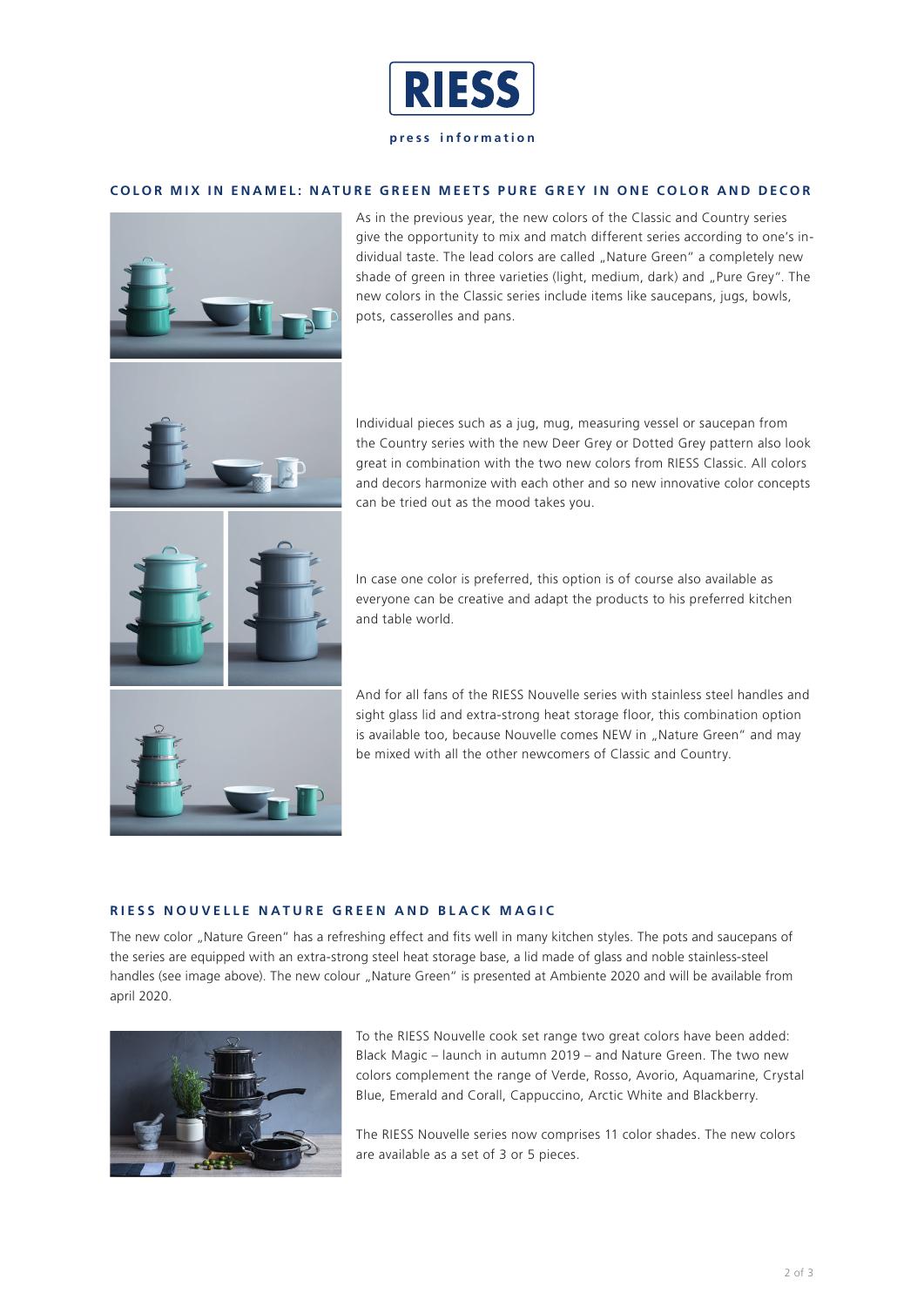RIESS

press information

## COLOR MIX IN ENAMEL: NATURE GREEN MEETS PURE GREY IN ONE COLOR AND DECOR

As in the previous year, the new colors of the Classic and Country series give the opportunity to mix and match different series according to one's individual taste. The lead colors are called „Nature Green" a completely new shade of green in three varieties (light, medium, dark) and „Pure Grey". The new colors in the Classic series include items like saucepans, jugs, bowls, pots, casserolles and pans.

Individual pieces such as a jug, mug, measuring vessel or saucepan from the Country series with the new Deer Grey or Dotted Grey pattern also look great in combination with the two new colors from RIESS Classic. All colors and decors harmonize with each other and so new innovative color concepts can be tried out as the mood takes you.

In case one color is preferred, this option is of course also available as everyone can be creative and adapt the products to his preferred kitchen and table world.

And for all fans of the RIESS Nouvelle series with stainless steel handles and sight glass lid and extra-strong heat storage floor, this combination option is available too, because Nouvelle comes NEW in „Nature Green" and may be mixed with all the other newcomers of Classic and Country.

## RIESS NOUVELLE NATURE GREEN AND BLACK MAGIC

The new color „Nature Green" has a refreshing effect and fits well in many kitchen styles. The pots and saucepans of the series are equipped with an extra-strong steel heat storage base, a lid made of glass and noble stainless-steel handles (see image above). The new colour „Nature Green" is presented at Ambiente 2020 and will be available from april 2020.

To the RIESS Nouvelle cook set range two great colors have been added: Black Magic – launch in autumn 2019 – and Nature Green. The two new colors complement the range of Verde, Rosso, Avorio, Aquamarine, Crystal Blue, Emerald and Corall, Cappuccino, Arctic White and Blackberry.

The RIESS Nouvelle series now comprises 11 color shades. The new colors are available as a set of 3 or 5 pieces.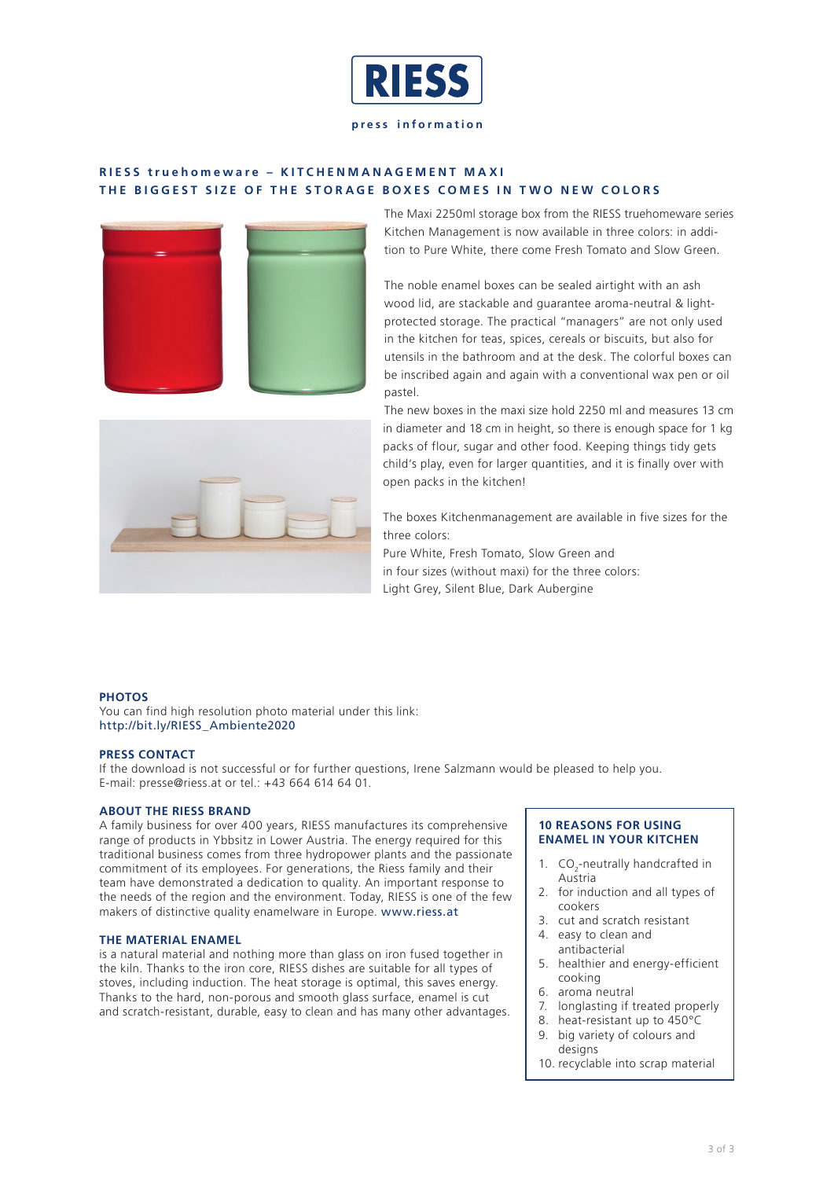RIESS

press information

## RIESS truehomeware – KITCHENMANAGEMENT MAXI
## THE BIGGEST SIZE OF THE STORAGE BOXES COMES IN TWO NEW COLORS

The Maxi 2250ml storage box from the RIESS truehomeware series Kitchen Management is now available in three colors: in addition to Pure White, there come Fresh Tomato and Slow Green.

The noble enamel boxes can be sealed airtight with an ash wood lid, are stackable and guarantee aroma-neutral & light-protected storage. The practical "managers" are not only used in the kitchen for teas, spices, cereals or biscuits, but also for utensils in the bathroom and at the desk. The colorful boxes can be inscribed again and again with a conventional wax pen or oil pastel.

The new boxes in the maxi size hold 2250 ml and measures 13 cm in diameter and 18 cm in height, so there is enough space for 1 kg packs of flour, sugar and other food. Keeping things tidy gets child's play, even for larger quantities, and it is finally over with open packs in the kitchen!

The boxes Kitchenmanagement are available in five sizes for the three colors:
Pure White, Fresh Tomato, Slow Green and
in four sizes (without maxi) for the three colors:
Light Grey, Silent Blue, Dark Aubergine

**PHOTOS**
You can find high resolution photo material under this link:
http://bit.ly/RIESS_Ambiente2020

**PRESS CONTACT**
If the download is not successful or for further questions, Irene Salzmann would be pleased to help you.
E-mail: presse@riess.at or tel.: +43 664 614 64 01.

**ABOUT THE RIESS BRAND**
A family business for over 400 years, RIESS manufactures its comprehensive range of products in Ybbsitz in Lower Austria. The energy required for this traditional business comes from three hydropower plants and the passionate commitment of its employees. For generations, the Riess family and their team have demonstrated a dedication to quality. An important response to the needs of the region and the environment. Today, RIESS is one of the few makers of distinctive quality enamelware in Europe. www.riess.at

**THE MATERIAL ENAMEL**
is a natural material and nothing more than glass on iron fused together in the kiln. Thanks to the iron core, RIESS dishes are suitable for all types of stoves, including induction. The heat storage is optimal, this saves energy. Thanks to the hard, non-porous and smooth glass surface, enamel is cut and scratch-resistant, durable, easy to clean and has many other advantages.

**10 REASONS FOR USING ENAMEL IN YOUR KITCHEN**

1. $CO_2$-neutrally handcrafted in Austria
2. for induction and all types of cookers
3. cut and scratch resistant
4. easy to clean and antibacterial
5. healthier and energy-efficient cooking
6. aroma neutral
7. longlasting if treated properly
8. heat-resistant up to 450°C
9. big variety of colours and designs
10. recyclable into scrap material